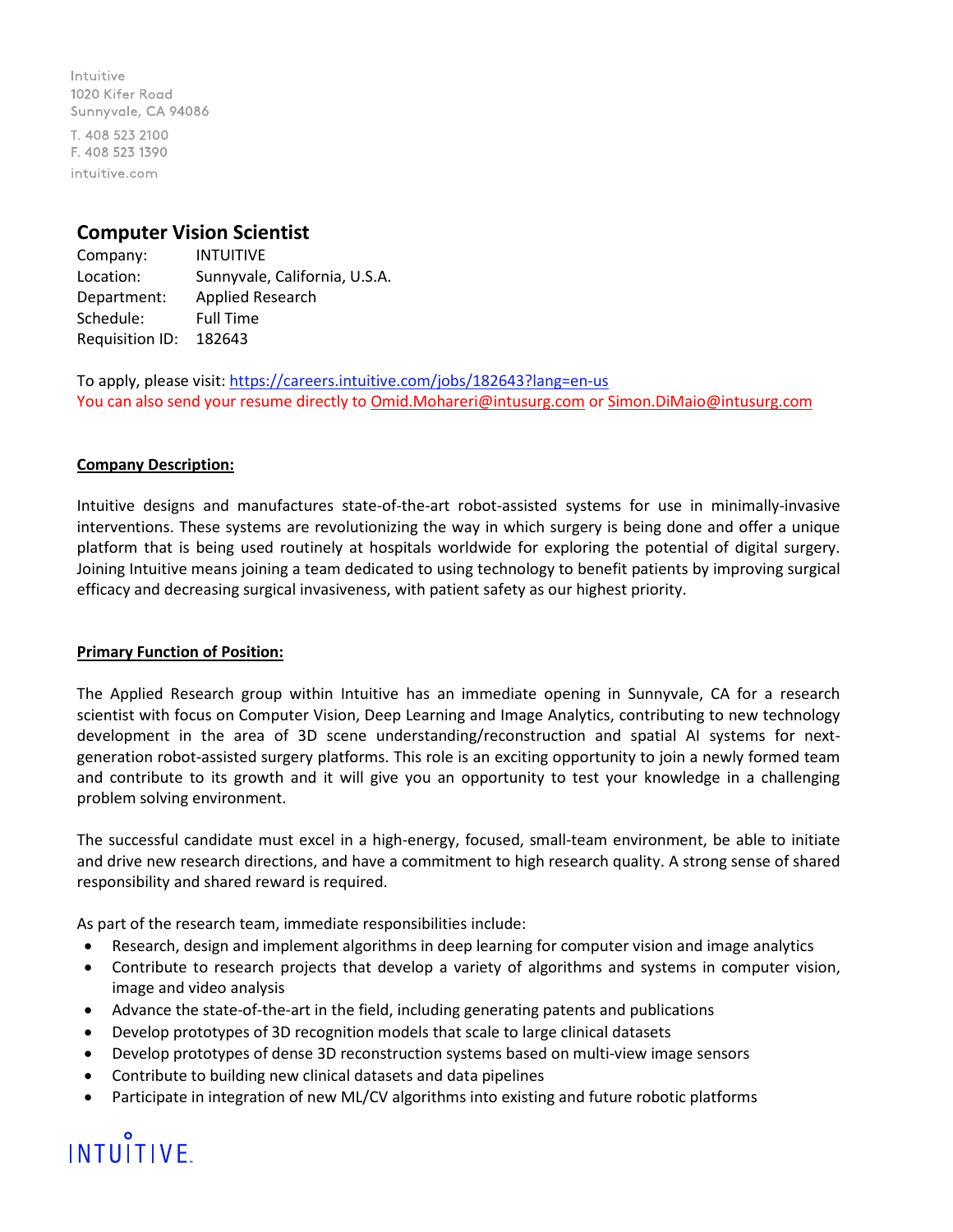Intuitive
1020 Kifer Road
Sunnyvale, CA 94086

T. 408 523 2100
F. 408 523 1390

intuitive.com

# Computer Vision Scientist

Company: INTUITIVE
Location: Sunnyvale, California, U.S.A.
Department: Applied Research
Schedule: Full Time
Requisition ID: 182643

To apply, please visit: [https://careers.intuitive.com/jobs/182643?lang=en-us](https://careers.intuitive.com/jobs/182643?lang=en-us)
You can also send your resume directly to Omid.Mohareri@intusurg.com or Simon.DiMaio@intusurg.com

## Company Description:

Intuitive designs and manufactures state-of-the-art robot-assisted systems for use in minimally-invasive interventions. These systems are revolutionizing the way in which surgery is being done and offer a unique platform that is being used routinely at hospitals worldwide for exploring the potential of digital surgery. Joining Intuitive means joining a team dedicated to using technology to benefit patients by improving surgical efficacy and decreasing surgical invasiveness, with patient safety as our highest priority.

## Primary Function of Position:

The Applied Research group within Intuitive has an immediate opening in Sunnyvale, CA for a research scientist with focus on Computer Vision, Deep Learning and Image Analytics, contributing to new technology development in the area of 3D scene understanding/reconstruction and spatial AI systems for next-generation robot-assisted surgery platforms. This role is an exciting opportunity to join a newly formed team and contribute to its growth and it will give you an opportunity to test your knowledge in a challenging problem solving environment.

The successful candidate must excel in a high-energy, focused, small-team environment, be able to initiate and drive new research directions, and have a commitment to high research quality. A strong sense of shared responsibility and shared reward is required.

As part of the research team, immediate responsibilities include:

- Research, design and implement algorithms in deep learning for computer vision and image analytics
- Contribute to research projects that develop a variety of algorithms and systems in computer vision, image and video analysis
- Advance the state-of-the-art in the field, including generating patents and publications
- Develop prototypes of 3D recognition models that scale to large clinical datasets
- Develop prototypes of dense 3D reconstruction systems based on multi-view image sensors
- Contribute to building new clinical datasets and data pipelines
- Participate in integration of new ML/CV algorithms into existing and future robotic platforms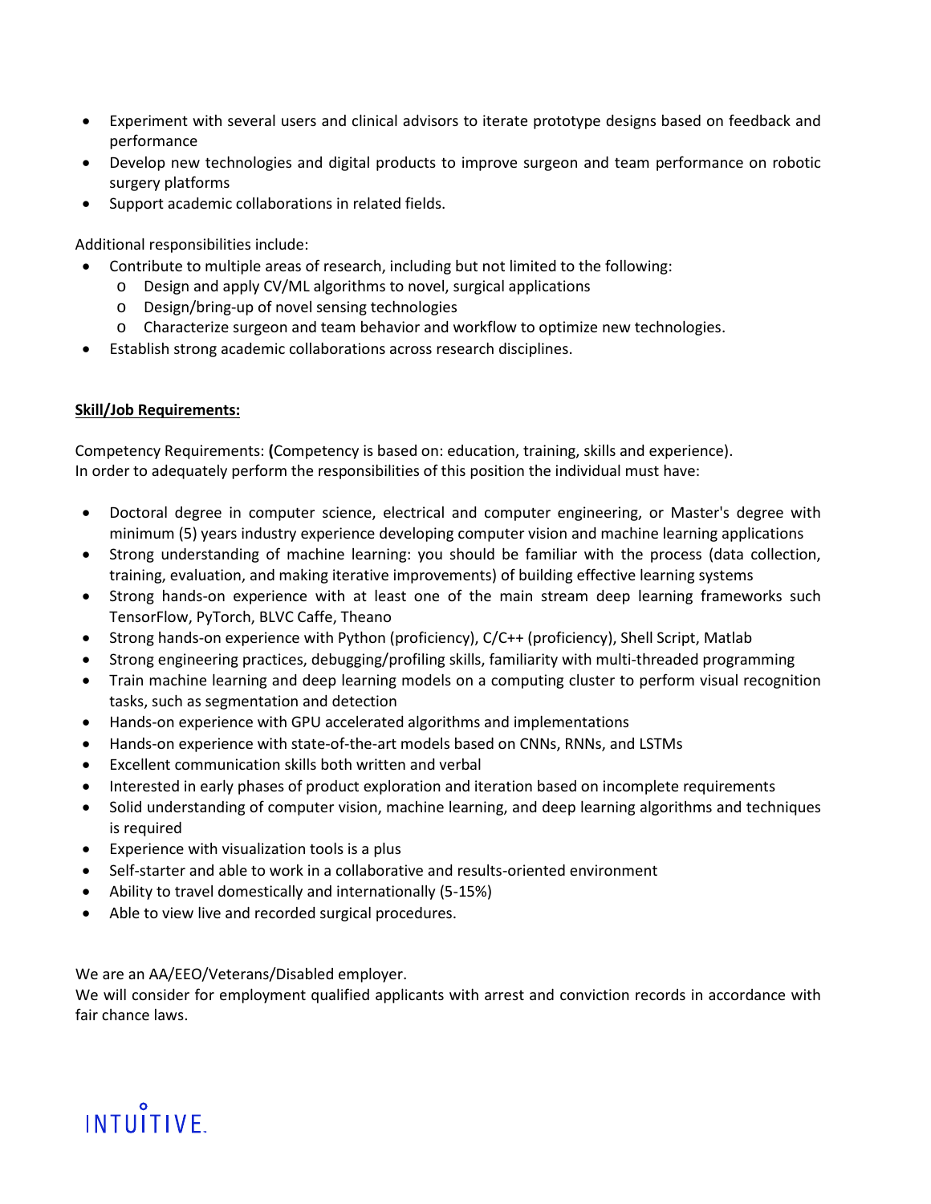- Experiment with several users and clinical advisors to iterate prototype designs based on feedback and performance
- Develop new technologies and digital products to improve surgeon and team performance on robotic surgery platforms
- Support academic collaborations in related fields.

Additional responsibilities include:

- Contribute to multiple areas of research, including but not limited to the following:
  - Design and apply CV/ML algorithms to novel, surgical applications
  - Design/bring-up of novel sensing technologies
  - Characterize surgeon and team behavior and workflow to optimize new technologies.
- Establish strong academic collaborations across research disciplines.

**Skill/Job Requirements:**

Competency Requirements: **(**Competency is based on: education, training, skills and experience).
In order to adequately perform the responsibilities of this position the individual must have:

- Doctoral degree in computer science, electrical and computer engineering, or Master's degree with minimum (5) years industry experience developing computer vision and machine learning applications
- Strong understanding of machine learning: you should be familiar with the process (data collection, training, evaluation, and making iterative improvements) of building effective learning systems
- Strong hands-on experience with at least one of the main stream deep learning frameworks such TensorFlow, PyTorch, BLVC Caffe, Theano
- Strong hands-on experience with Python (proficiency), C/C++ (proficiency), Shell Script, Matlab
- Strong engineering practices, debugging/profiling skills, familiarity with multi-threaded programming
- Train machine learning and deep learning models on a computing cluster to perform visual recognition tasks, such as segmentation and detection
- Hands-on experience with GPU accelerated algorithms and implementations
- Hands-on experience with state-of-the-art models based on CNNs, RNNs, and LSTMs
- Excellent communication skills both written and verbal
- Interested in early phases of product exploration and iteration based on incomplete requirements
- Solid understanding of computer vision, machine learning, and deep learning algorithms and techniques is required
- Experience with visualization tools is a plus
- Self-starter and able to work in a collaborative and results-oriented environment
- Ability to travel domestically and internationally (5-15%)
- Able to view live and recorded surgical procedures.

We are an AA/EEO/Veterans/Disabled employer.
We will consider for employment qualified applicants with arrest and conviction records in accordance with fair chance laws.

INTUITIVE.